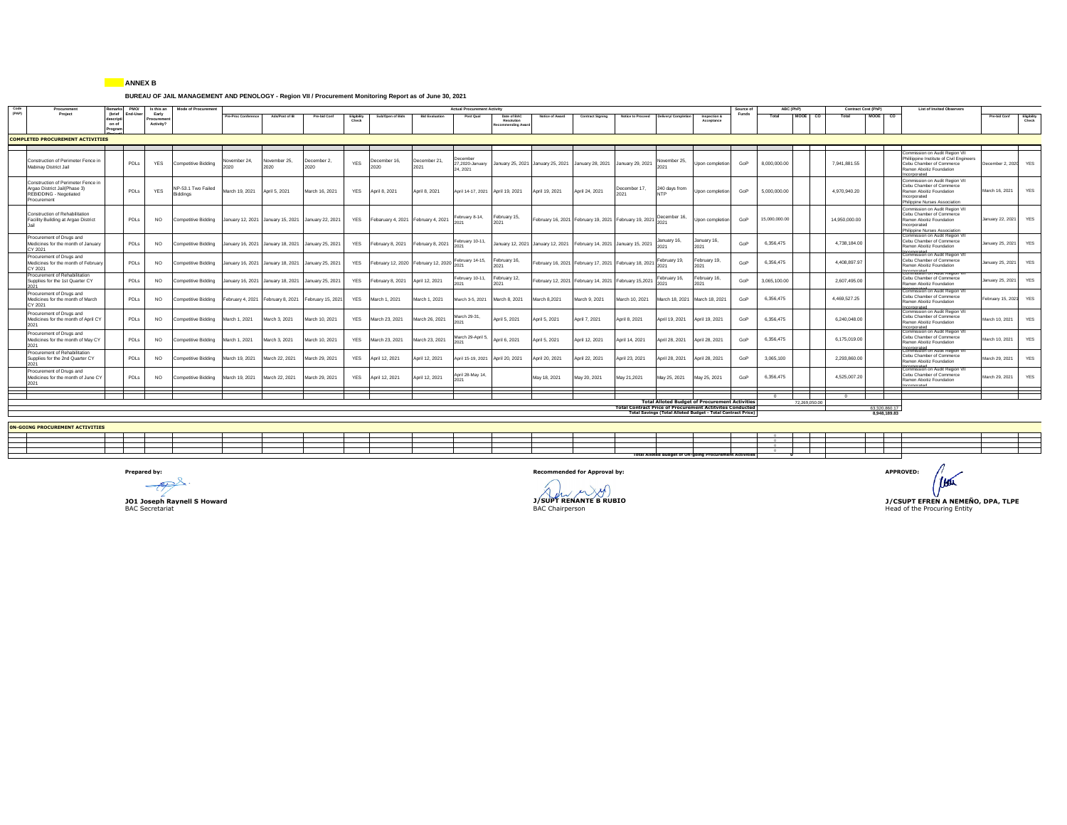**ANNEX B**

**BUREAU OF JAIL MANAGEMENT AND PENOLOGY - Region VII / Procurement Monitoring Report as of June 30, 2021**

| Code (PAP) | Procurement Project | Remarks (brief description of Program) | PMO/ End-User | Is this an Early Procurement Activity? | Mode of Procurement | Actual Procurement Activity | | | | | | | | | | | | | Source of Funds | ABC (PhP) | | | Contract Cost (PhP) | | | List of Invited Observers | | |
|---|---|---|---|---|---|---|---|---|---|---|---|---|---|---|---|---|---|---|---|---|---|---|---|---|---|---|---|---|
| | | | | | | Pre-Proc Conference | Ads/Post of IB | Pre-bid Conf | Eligibility Check | Sub/Open of Bids | Bid Evaluation | Post Qual | Date of BAC Resolution Recommending Award | Notice of Award | Contract Signing | Notice to Proceed | Delivery/ Completion | Inspection & Acceptance | | Total | MOOE | CO | Total | MOOE | CO | | Pre-bid Conf | Eligibility Check |
| **COMPLETED PROCUREMENT ACTIVITIES** | | | | | | | | | | | | | | | | | | | | | | | | | | | | |
| | Construction of Perimeter Fence in Mabinay District Jail | | PDLs | YES | Competitive Bidding | November 24, 2020 | November 25, 2020 | December 2, 2020 | YES | December 16, 2020 | December 21, 2021 | December 27,2020-January 24, 2021 | January 25, 2021 | January 25, 2021 | January 28, 2021 | January 29, 2021 | November 25, 2021 | Upon completion | GoP | 8,000,000.00 | | | 7,941,881.55 | | | Commission on Audit Region VII Philippine Institute of Civil Engineers Cebu Chamber of Commerce Ramon Aboitiz Foundation Incorporated | December 2, 2020 | YES |
| | Construction of Perimeter Fence in Argao District Jail(Phase 3) REBIDDING - Negotiated Procurement | | PDLs | YES | NP-53.1 Two Failed Biddings | March 19, 2021 | April 5, 2021 | March 16, 2021 | YES | April 8, 2021 | April 8, 2021 | April 14-17, 2021 | April 19, 2021 | April 19, 2021 | April 24, 2021 | December 17, 2021 | 240 days from NTP | Upon completion | GoP | 5,000,000.00 | | | 4,970,940.20 | | | Commission on Audit Region VII Cebu Chamber of Commerce Ramon Aboitiz Foundation Incorporated Philippine Nurses Association | March 16, 2021 | YES |
| | Construction of Rehabilitation Facility Building at Argao District Jail | | PDLs | NO | Competitive Bidding | January 12, 2021 | January 15, 2021 | January 22, 2021 | YES | Febaruary 4, 2021 | February 4, 2021 | February 8-14, 2021 | February 15, 2021 | February 16, 2021 | February 19, 2021 | February 19, 2021 | December 16, 2021 | Upon completion | GoP | 15,000,000.00 | | | 14,950,000.00 | | | Commission on Audit Region VII Cebu Chamber of Commerce Ramon Aboitiz Foundation Incorporated Philippine Nurses Association | January 22, 2021 | YES |
| | Procurement of Drugs and Medicines for the month of January CY 2021 | | PDLs | NO | Competitive Bidding | January 16, 2021 | January 18, 2021 | January 25, 2021 | YES | February 8, 2021 | February 8, 2021 | February 10-11, 2021 | | January 12, 2021 | January 12, 2021 | February 14, 2021 | January 15, 2021 | January 16, 2021 | January 16, 2021 | GoP | 6,356,475 | | | 4,738,184.00 | | | Commission on Audit Region VII Cebu Chamber of Commerce Ramon Aboitiz Foundation Incorporated | January 25, 2021 | YES |
| | Procurement of Drugs and Medicines for the month of February CY 2021 | | PDLs | NO | Competitive Bidding | January 16, 2021 | January 18, 2021 | January 25, 2021 | YES | February 12, 2020 | February 12, 2020 | February 14-15, 2021 | February 16, 2021 | February 16, 2021 | February 17, 2021 | February 18, 2021 | February 19, 2021 | February 19, 2021 | GoP | 6,356,475 | | | 4,408,897.97 | | | Commission on Audit Region VII Cebu Chamber of Commerce Ramon Aboitiz Foundation Incorporated | January 25, 2021 | YES |
| | Procurement of Rehabilitation Supplies for the 1st Quarter CY 2021 | | PDLs | NO | Competitive Bidding | January 16, 2021 | January 18, 2021 | January 25, 2021 | YES | February 8, 2021 | April 12, 2021 | February 10-11, 2021 | February 12, 2021 | February 12, 2021 | February 14, 2021 | February 15,2021 | February 16, 2021 | February 16, 2021 | GoP | 3,065,100.00 | | | 2,607,495.00 | | | Commission on Audit Region VII Cebu Chamber of Commerce Ramon Aboitiz Foundation Incorporated | January 25, 2021 | YES |
| | Procurement of Drugs and Medicines for the month of March CY 2021 | | PDLs | NO | Competitive Bidding | February 4, 2021 | February 8, 2021 | February 15, 2021 | YES | March 1, 2021 | March 1, 2021 | March 3-5, 2021 | March 8, 2021 | March 8,2021 | March 9, 2021 | March 10, 2021 | March 18, 2021 | March 18, 2021 | GoP | 6,356,475 | | | 4,469,527.25 | | | Commission on Audit Region VII Cebu Chamber of Commerce Ramon Aboitiz Foundation Incorporated | February 15, 2021 | YES |
| | Procurement of Drugs and Medicines for the month of April CY 2021 | | PDLs | NO | Competitive Bidding | March 1, 2021 | March 3, 2021 | March 10, 2021 | YES | March 23, 2021 | March 26, 2021 | March 29-31, 2021 | April 5, 2021 | April 5, 2021 | April 7, 2021 | April 8, 2021 | April 19, 2021 | April 19, 2021 | GoP | 6,356,475 | | | 6,240,048.00 | | | Commission on Audit Region VII Cebu Chamber of Commerce Ramon Aboitiz Foundation Incorporated | March 10, 2021 | YES |
| | Procurement of Drugs and Medicines for the month of May CY 2021 | | PDLs | NO | Competitive Bidding | March 1, 2021 | March 3, 2021 | March 10, 2021 | YES | March 23, 2021 | March 23, 2021 | March 29-April 5, 2021 | April 6, 2021 | April 5, 2021 | April 12, 2021 | April 14, 2021 | April 28, 2021 | April 28, 2021 | GoP | 6,356,475 | | | 6,175,019.00 | | | Commission on Audit Region VII Cebu Chamber of Commerce Ramon Aboitiz Foundation Incorporated | March 10, 2021 | YES |
| | Procurement of Rehabilitation Supplies for the 2nd Quarter CY 2021 | | PDLs | NO | Competitive Bidding | March 19, 2021 | March 22, 2021 | March 29, 2021 | YES | April 12, 2021 | April 12, 2021 | April 15-19, 2021 | April 20, 2021 | April 20, 2021 | April 22, 2021 | April 23, 2021 | April 28, 2021 | April 28, 2021 | GoP | 3,065,100 | | | 2,293,860.00 | | | Commission on Audit Region VII Cebu Chamber of Commerce Ramon Aboitiz Foundation Incorporated | March 29, 2021 | YES |
| | Procurement of Drugs and Medicines for the month of June CY 2021 | | PDLs | NO | Competitive Bidding | March 19, 2021 | March 22, 2021 | March 29, 2021 | YES | April 12, 2021 | April 12, 2021 | April 28-May 14, 2021 | | May 18, 2021 | May 20, 2021 | May 21,2021 | May 25, 2021 | May 25, 2021 | GoP | 6,356,475 | | | 4,525,007.20 | | | Commission on Audit Region VII Cebu Chamber of Commerce Ramon Aboitiz Foundation Incorporated | March 29, 2021 | YES |
| | | | | | | | | | | | | | | | | | | | | 0 | | | 0 | | | | | |
| | | | | | | | | | | | | | | | | | **Total Alloted Budget of Procurement Activities** | | | | 72,269,050.00 | | | | | | | |
| | | | | | | | | | | | | | | | | | **Total Contract Price of Procurement Activities Conducted** | | | | | | | 63,320,860.17 | | | | |
| | | | | | | | | | | | | | | | | | **Total Savings (Total Alloted Budget - Total Contract Price)** | | | | | | | 8,948,189.83 | | | | |
| **ON-GOING PROCUREMENT ACTIVITIES** | | | | | | | | | | | | | | | | | | | | | | | | | | | | |
| | | | | | | | | | | | | | | | | | | | | 0 | | | | | | | | |
| | | | | | | | | | | | | | | | | | | | | 0 | | | | | | | | |
| | | | | | | | | | | | | | | | | | | | | 0 | | | | | | | | |
| | | | | | | | | | | | | | | | | | | | | 0 | | | | | | | | |
| | | | | | | | | | | | | | | | | | **Total Alloted Budget of On-going Procurement Activities** | | | 0 | | | | | | | | |

**Prepared by:**

**JO1 Joseph Raynell S Howard**
BAC Secretariat

**Recommended for Approval by:**

**J/SUPT RENANTE B RUBIO**
BAC Chairperson

**APPROVED:**

**J/CSUPT EFREN A NEMEÑO, DPA, TLPE**
Head of the Procuring Entity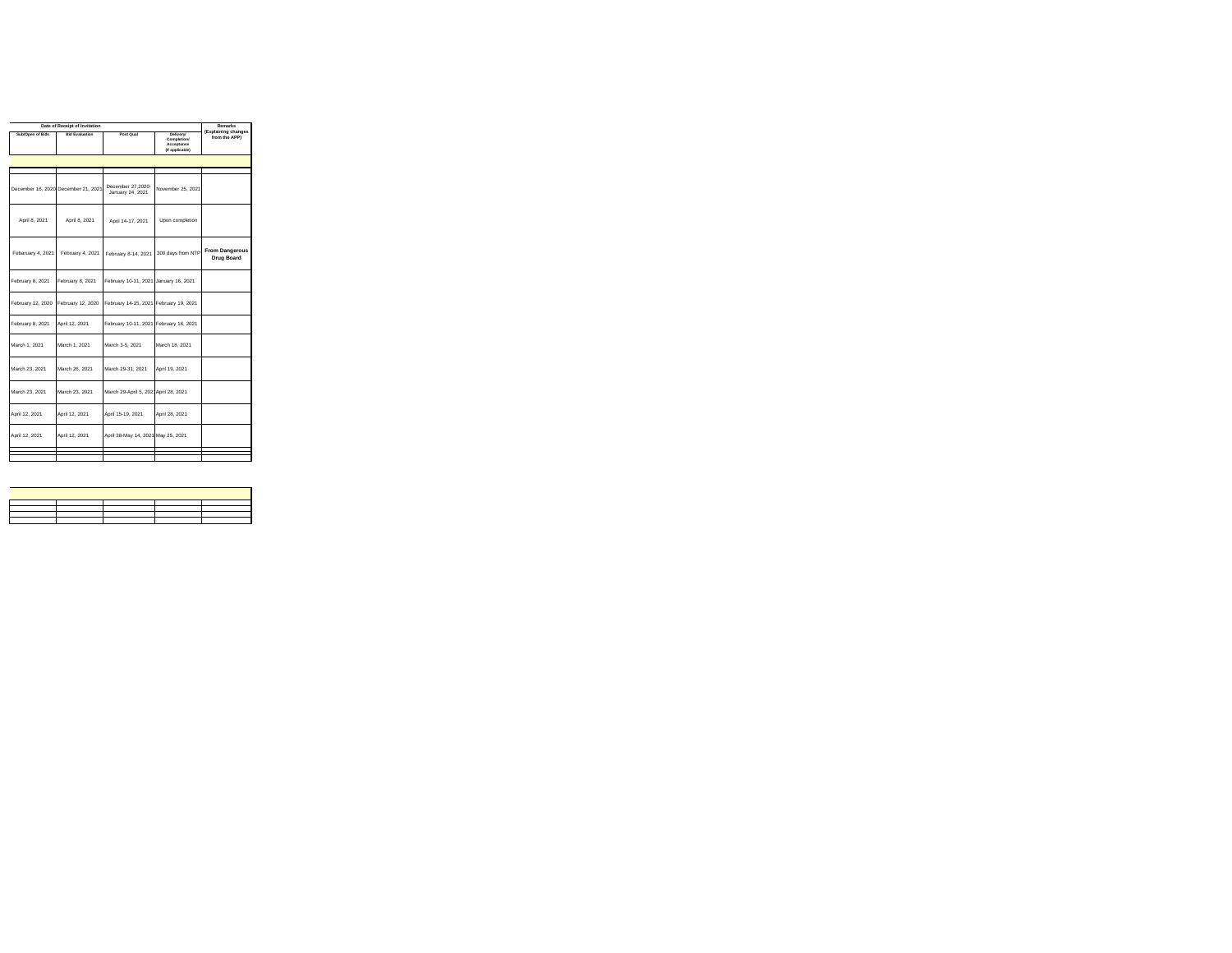| Date of Receipt of Invitation | | | | Remarks (Explaining changes from the APP) |
|---|---|---|---|---|
| Sub/Open of Bids | Bid Evaluation | Post Qual | Delivery/ Completion/ Acceptance (If applicable) | |
| | | | | |
| | | | | |
| December 16, 2020 | December 21, 2021 | December 27,2020-January 24, 2021 | November 25, 2021 | |
| April 8, 2021 | April 8, 2021 | April 14-17, 2021 | Upon completion | |
| Febaruary 4, 2021 | February 4, 2021 | February 8-14, 2021 | 300 days from NTP | **From Dangerous Drug Board** |
| February 8, 2021 | February 8, 2021 | February 10-11, 2021 | January 16, 2021 | |
| February 12, 2020 | February 12, 2020 | February 14-15, 2021 | February 19, 2021 | |
| February 8, 2021 | April 12, 2021 | February 10-11, 2021 | February 16, 2021 | |
| March 1, 2021 | March 1, 2021 | March 3-5, 2021 | March 18, 2021 | |
| March 23, 2021 | March 26, 2021 | March 29-31, 2021 | April 19, 2021 | |
| March 23, 2021 | March 23, 2021 | March 29-April 5, 2021 | April 28, 2021 | |
| April 12, 2021 | April 12, 2021 | April 15-19, 2021 | April 28, 2021 | |
| April 12, 2021 | April 12, 2021 | April 28-May 14, 2021 | May 25, 2021 | |